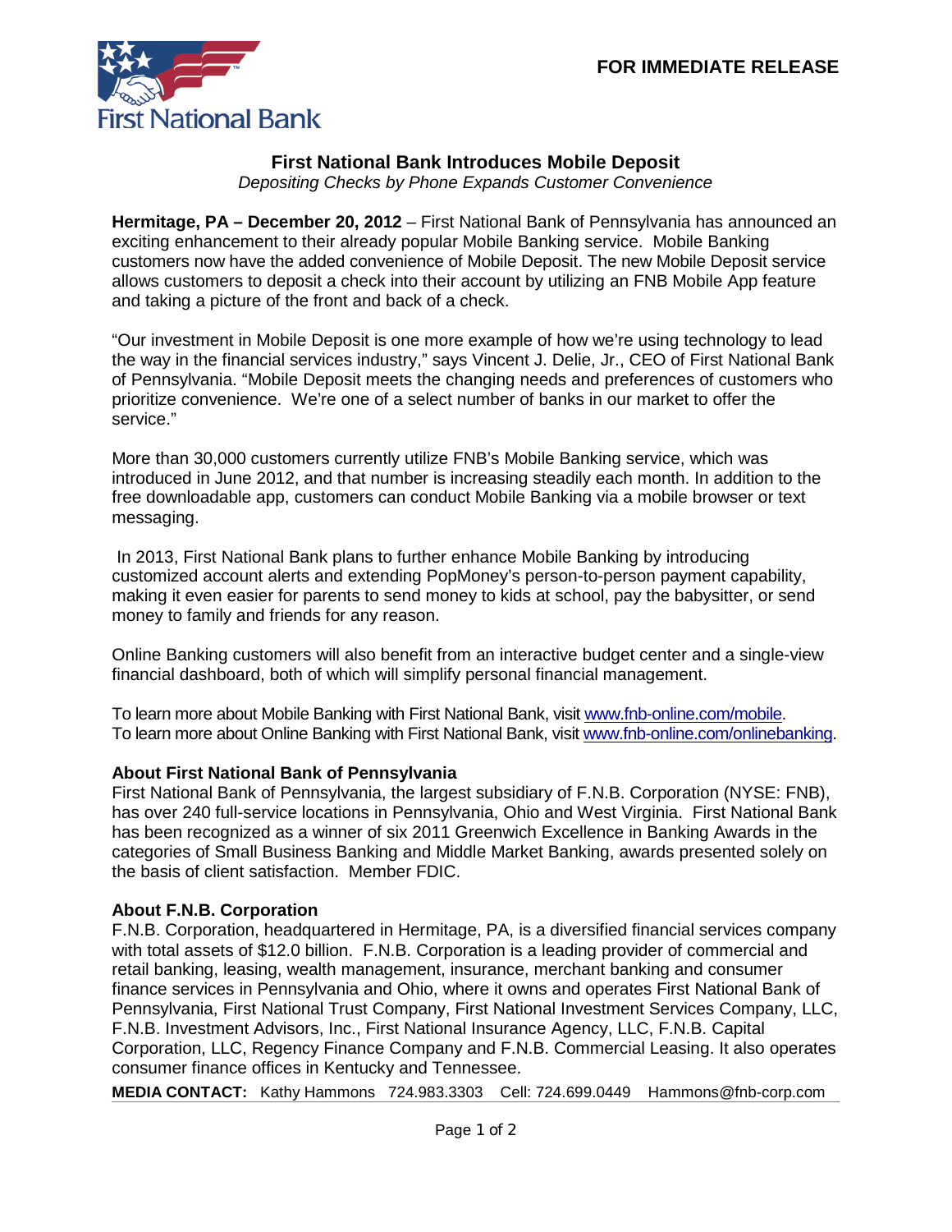First National Bank

**FOR IMMEDIATE RELEASE**

# First National Bank Introduces Mobile Deposit

*Depositing Checks by Phone Expands Customer Convenience*

**Hermitage, PA – December 20, 2012** – First National Bank of Pennsylvania has announced an exciting enhancement to their already popular Mobile Banking service. Mobile Banking customers now have the added convenience of Mobile Deposit. The new Mobile Deposit service allows customers to deposit a check into their account by utilizing an FNB Mobile App feature and taking a picture of the front and back of a check.

"Our investment in Mobile Deposit is one more example of how we're using technology to lead the way in the financial services industry," says Vincent J. Delie, Jr., CEO of First National Bank of Pennsylvania. "Mobile Deposit meets the changing needs and preferences of customers who prioritize convenience. We're one of a select number of banks in our market to offer the service."

More than 30,000 customers currently utilize FNB's Mobile Banking service, which was introduced in June 2012, and that number is increasing steadily each month. In addition to the free downloadable app, customers can conduct Mobile Banking via a mobile browser or text messaging.

In 2013, First National Bank plans to further enhance Mobile Banking by introducing customized account alerts and extending PopMoney's person-to-person payment capability, making it even easier for parents to send money to kids at school, pay the babysitter, or send money to family and friends for any reason.

Online Banking customers will also benefit from an interactive budget center and a single-view financial dashboard, both of which will simplify personal financial management.

To learn more about Mobile Banking with First National Bank, visit www.fnb-online.com/mobile.
To learn more about Online Banking with First National Bank, visit www.fnb-online.com/onlinebanking.

**About First National Bank of Pennsylvania**

First National Bank of Pennsylvania, the largest subsidiary of F.N.B. Corporation (NYSE: FNB), has over 240 full-service locations in Pennsylvania, Ohio and West Virginia. First National Bank has been recognized as a winner of six 2011 Greenwich Excellence in Banking Awards in the categories of Small Business Banking and Middle Market Banking, awards presented solely on the basis of client satisfaction. Member FDIC.

**About F.N.B. Corporation**

F.N.B. Corporation, headquartered in Hermitage, PA, is a diversified financial services company with total assets of $12.0 billion. F.N.B. Corporation is a leading provider of commercial and retail banking, leasing, wealth management, insurance, merchant banking and consumer finance services in Pennsylvania and Ohio, where it owns and operates First National Bank of Pennsylvania, First National Trust Company, First National Investment Services Company, LLC, F.N.B. Investment Advisors, Inc., First National Insurance Agency, LLC, F.N.B. Capital Corporation, LLC, Regency Finance Company and F.N.B. Commercial Leasing. It also operates consumer finance offices in Kentucky and Tennessee.

**MEDIA CONTACT:** Kathy Hammons 724.983.3303 Cell: 724.699.0449 Hammons@fnb-corp.com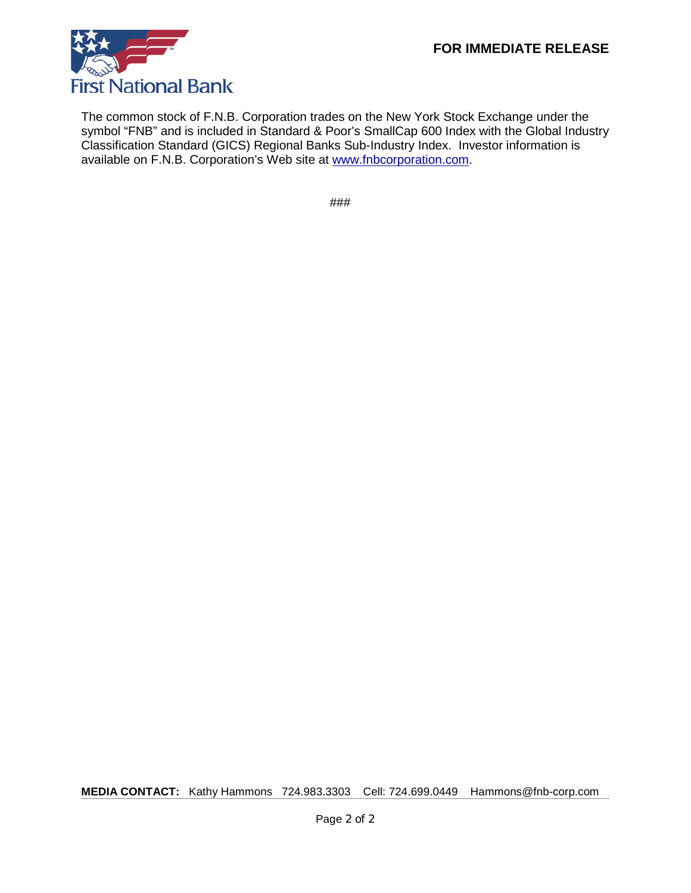The common stock of F.N.B. Corporation trades on the New York Stock Exchange under the symbol “FNB” and is included in Standard & Poor’s SmallCap 600 Index with the Global Industry Classification Standard (GICS) Regional Banks Sub-Industry Index. Investor information is available on F.N.B. Corporation’s Web site at www.fnbcorporation.com.

###

**MEDIA CONTACT:** Kathy Hammons 724.983.3303 Cell: 724.699.0449 Hammons@fnb-corp.com